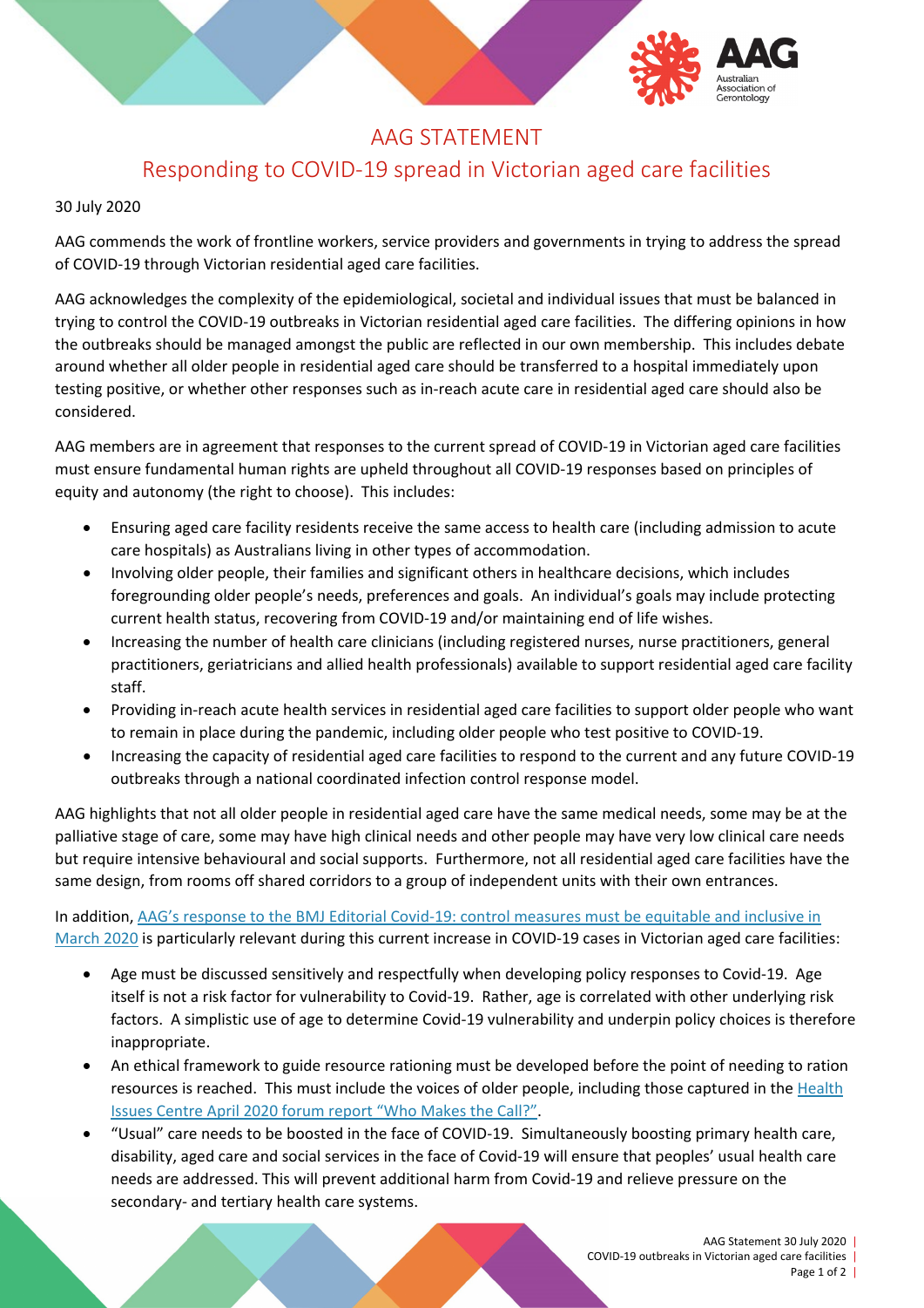# AAG STATEMENT

## Responding to COVID-19 spread in Victorian aged care facilities

30 July 2020

AAG commends the work of frontline workers, service providers and governments in trying to address the spread of COVID-19 through Victorian residential aged care facilities.

AAG acknowledges the complexity of the epidemiological, societal and individual issues that must be balanced in trying to control the COVID-19 outbreaks in Victorian residential aged care facilities. The differing opinions in how the outbreaks should be managed amongst the public are reflected in our own membership. This includes debate around whether all older people in residential aged care should be transferred to a hospital immediately upon testing positive, or whether other responses such as in-reach acute care in residential aged care should also be considered.

AAG members are in agreement that responses to the current spread of COVID-19 in Victorian aged care facilities must ensure fundamental human rights are upheld throughout all COVID-19 responses based on principles of equity and autonomy (the right to choose). This includes:

- Ensuring aged care facility residents receive the same access to health care (including admission to acute care hospitals) as Australians living in other types of accommodation.
- Involving older people, their families and significant others in healthcare decisions, which includes foregrounding older people's needs, preferences and goals. An individual's goals may include protecting current health status, recovering from COVID-19 and/or maintaining end of life wishes.
- Increasing the number of health care clinicians (including registered nurses, nurse practitioners, general practitioners, geriatricians and allied health professionals) available to support residential aged care facility staff.
- Providing in-reach acute health services in residential aged care facilities to support older people who want to remain in place during the pandemic, including older people who test positive to COVID-19.
- Increasing the capacity of residential aged care facilities to respond to the current and any future COVID-19 outbreaks through a national coordinated infection control response model.

AAG highlights that not all older people in residential aged care have the same medical needs, some may be at the palliative stage of care, some may have high clinical needs and other people may have very low clinical care needs but require intensive behavioural and social supports. Furthermore, not all residential aged care facilities have the same design, from rooms off shared corridors to a group of independent units with their own entrances.

In addition, [AAG's response to the BMJ Editorial Covid-19: control measures must be equitable and inclusive in March 2020] is particularly relevant during this current increase in COVID-19 cases in Victorian aged care facilities:

- Age must be discussed sensitively and respectfully when developing policy responses to Covid-19. Age itself is not a risk factor for vulnerability to Covid-19. Rather, age is correlated with other underlying risk factors. A simplistic use of age to determine Covid-19 vulnerability and underpin policy choices is therefore inappropriate.
- An ethical framework to guide resource rationing must be developed before the point of needing to ration resources is reached. This must include the voices of older people, including those captured in the [Health Issues Centre April 2020 forum report "Who Makes the Call?"].
- "Usual" care needs to be boosted in the face of COVID-19. Simultaneously boosting primary health care, disability, aged care and social services in the face of Covid-19 will ensure that peoples' usual health care needs are addressed. This will prevent additional harm from Covid-19 and relieve pressure on the secondary- and tertiary health care systems.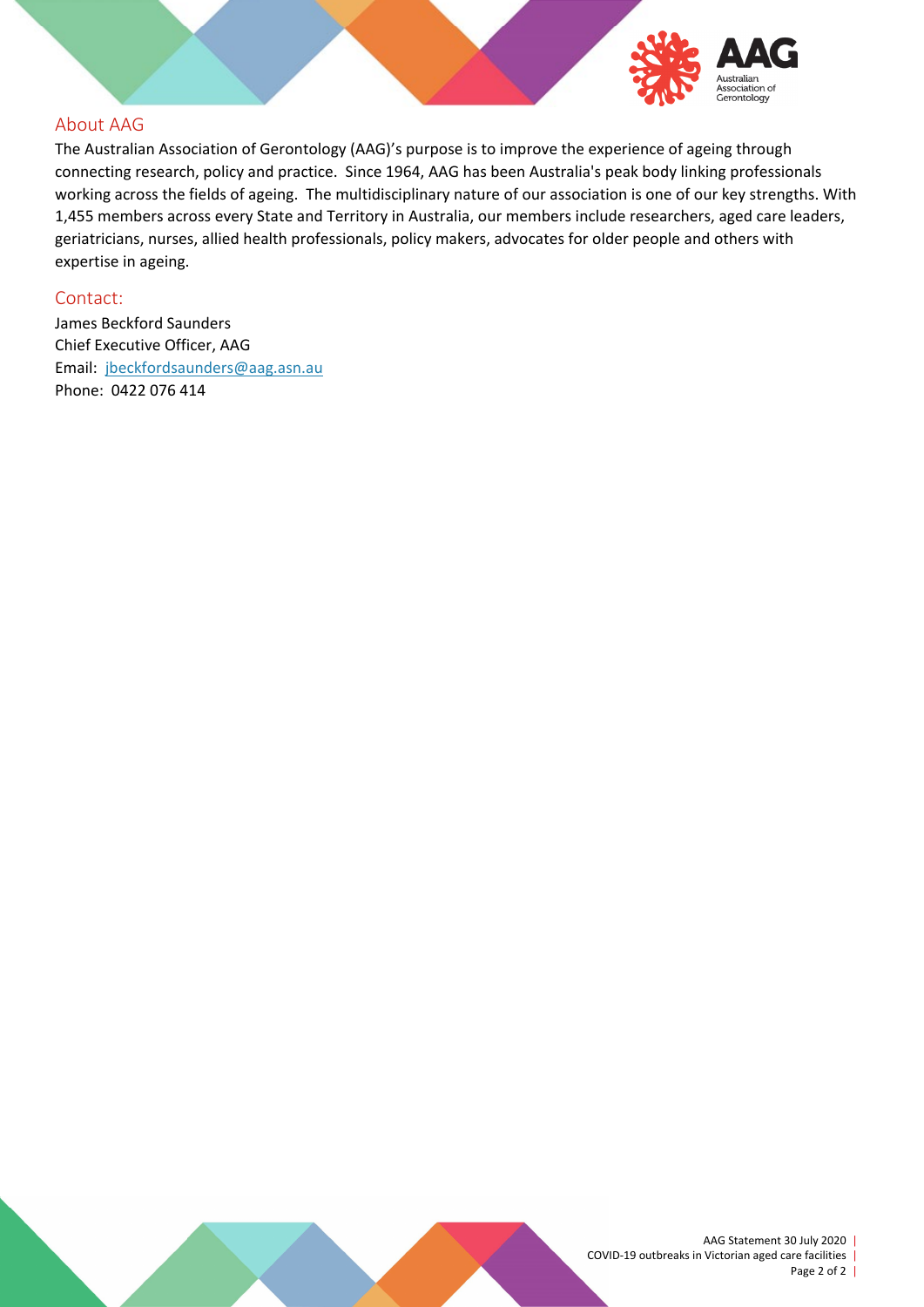## About AAG

The Australian Association of Gerontology (AAG)'s purpose is to improve the experience of ageing through connecting research, policy and practice. Since 1964, AAG has been Australia's peak body linking professionals working across the fields of ageing. The multidisciplinary nature of our association is one of our key strengths. With 1,455 members across every State and Territory in Australia, our members include researchers, aged care leaders, geriatricians, nurses, allied health professionals, policy makers, advocates for older people and others with expertise in ageing.

## Contact:

James Beckford Saunders
Chief Executive Officer, AAG
Email: jbeckfordsaunders@aag.asn.au
Phone: 0422 076 414